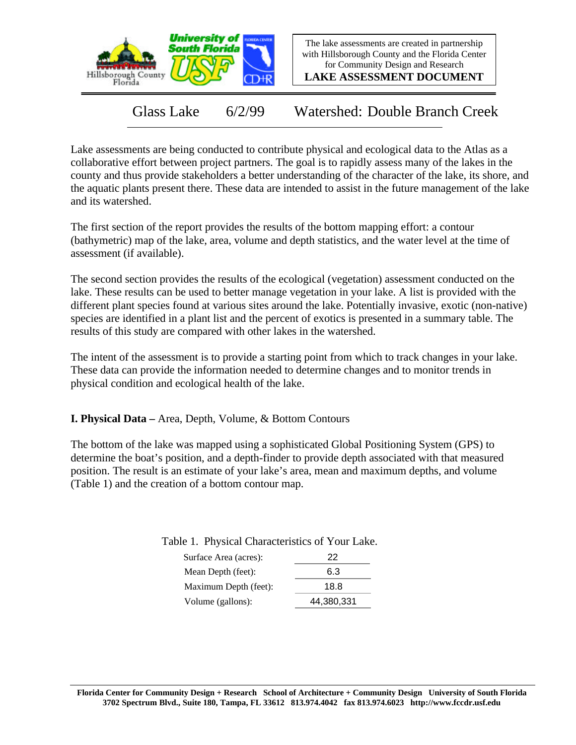The lake assessments are created in partnership with Hillsborough County and the Florida Center for Community Design and Research

**LAKE ASSESSMENT DOCUMENT**

# Glass Lake 6/2/99 Watershed: Double Branch Creek

Lake assessments are being conducted to contribute physical and ecological data to the Atlas as a collaborative effort between project partners. The goal is to rapidly assess many of the lakes in the county and thus provide stakeholders a better understanding of the character of the lake, its shore, and the aquatic plants present there. These data are intended to assist in the future management of the lake and its watershed.

The first section of the report provides the results of the bottom mapping effort: a contour (bathymetric) map of the lake, area, volume and depth statistics, and the water level at the time of assessment (if available).

The second section provides the results of the ecological (vegetation) assessment conducted on the lake. These results can be used to better manage vegetation in your lake. A list is provided with the different plant species found at various sites around the lake. Potentially invasive, exotic (non-native) species are identified in a plant list and the percent of exotics is presented in a summary table. The results of this study are compared with other lakes in the watershed.

The intent of the assessment is to provide a starting point from which to track changes in your lake. These data can provide the information needed to determine changes and to monitor trends in physical condition and ecological health of the lake.

## I. Physical Data – Area, Depth, Volume, & Bottom Contours

The bottom of the lake was mapped using a sophisticated Global Positioning System (GPS) to determine the boat's position, and a depth-finder to provide depth associated with that measured position. The result is an estimate of your lake's area, mean and maximum depths, and volume (Table 1) and the creation of a bottom contour map.

Table 1. Physical Characteristics of Your Lake.

| | |
|---|---|
| Surface Area (acres): | 22 |
| Mean Depth (feet): | 6.3 |
| Maximum Depth (feet): | 18.8 |
| Volume (gallons): | 44,380,331 |

**Florida Center for Community Design + Research School of Architecture + Community Design University of South Florida**
**3702 Spectrum Blvd., Suite 180, Tampa, FL 33612 813.974.4042 fax 813.974.6023 http://www.fccdr.usf.edu**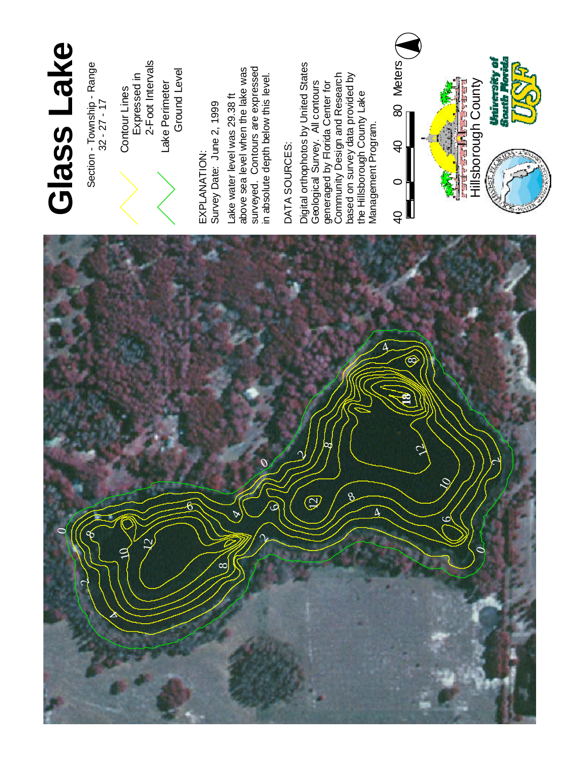# Glass Lake

Section - Township - Range
32 - 27 - 17

Contour Lines
Expressed in
2-Foot Intervals

Lake Perimeter
Ground Level

EXPLANATION:
Survey Date: June 2, 1999

Lake water level was 29.38 ft above sea level when the lake was surveyed. Contours are expressed in absolute depth below this level.

DATA SOURCES:

Digital orthophotos by United States Geological Survey. All contours generaged by Florida Center for Community Design and Research based on survey data provided by the Hillsborough County Lake Management Program.

40 0 40 80 Meters

Hillsborough County

University of South Florida USF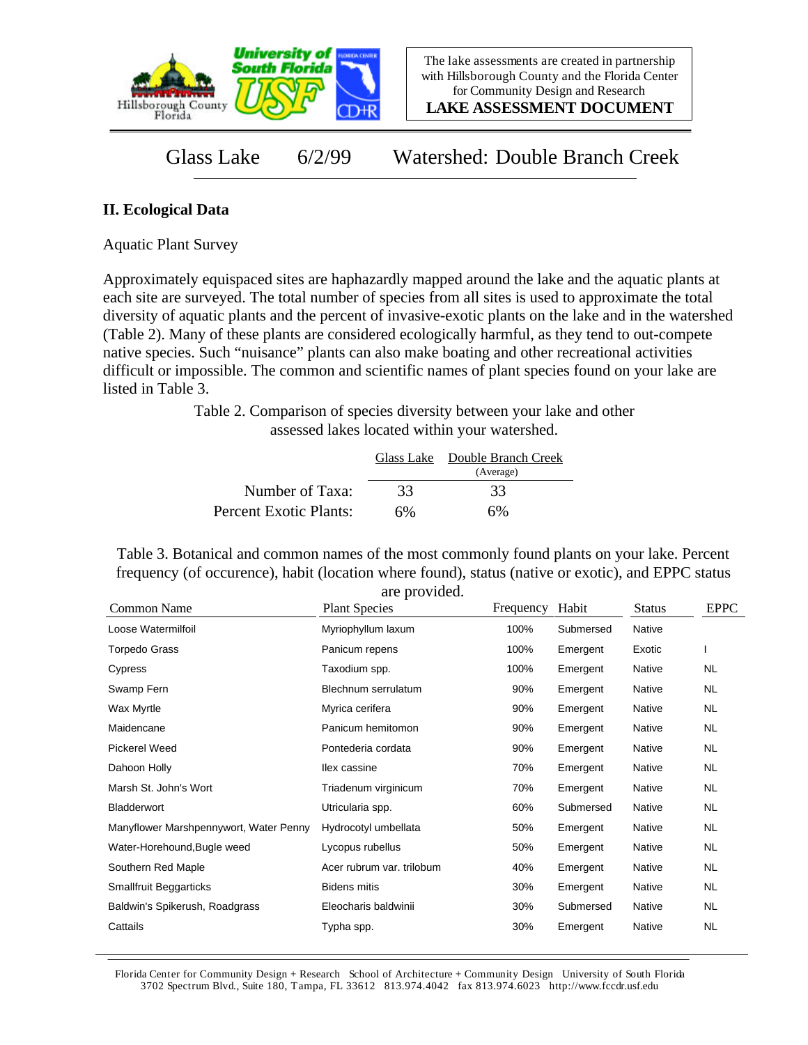The lake assessments are created in partnership with Hillsborough County and the Florida Center for Community Design and Research

**LAKE ASSESSMENT DOCUMENT**

Glass Lake 6/2/99 Watershed: Double Branch Creek

## II. Ecological Data

Aquatic Plant Survey

Approximately equispaced sites are haphazardly mapped around the lake and the aquatic plants at each site are surveyed. The total number of species from all sites is used to approximate the total diversity of aquatic plants and the percent of invasive-exotic plants on the lake and in the watershed (Table 2). Many of these plants are considered ecologically harmful, as they tend to out-compete native species. Such "nuisance" plants can also make boating and other recreational activities difficult or impossible. The common and scientific names of plant species found on your lake are listed in Table 3.

Table 2. Comparison of species diversity between your lake and other assessed lakes located within your watershed.

| | Glass Lake | Double Branch Creek (Average) |
|---|---|---|
| Number of Taxa: | 33 | 33 |
| Percent Exotic Plants: | 6% | 6% |

Table 3. Botanical and common names of the most commonly found plants on your lake. Percent frequency (of occurence), habit (location where found), status (native or exotic), and EPPC status are provided.

| Common Name | Plant Species | Frequency | Habit | Status | EPPC |
|---|---|---|---|---|---|
| Loose Watermilfoil | Myriophyllum laxum | 100% | Submersed | Native | |
| Torpedo Grass | Panicum repens | 100% | Emergent | Exotic | I |
| Cypress | Taxodium spp. | 100% | Emergent | Native | NL |
| Swamp Fern | Blechnum serrulatum | 90% | Emergent | Native | NL |
| Wax Myrtle | Myrica cerifera | 90% | Emergent | Native | NL |
| Maidencane | Panicum hemitomon | 90% | Emergent | Native | NL |
| Pickerel Weed | Pontederia cordata | 90% | Emergent | Native | NL |
| Dahoon Holly | Ilex cassine | 70% | Emergent | Native | NL |
| Marsh St. John's Wort | Triadenum virginicum | 70% | Emergent | Native | NL |
| Bladderwort | Utricularia spp. | 60% | Submersed | Native | NL |
| Manyflower Marshpennywort, Water Penny | Hydrocotyl umbellata | 50% | Emergent | Native | NL |
| Water-Horehound,Bugle weed | Lycopus rubellus | 50% | Emergent | Native | NL |
| Southern Red Maple | Acer rubrum var. trilobum | 40% | Emergent | Native | NL |
| Smallfruit Beggarticks | Bidens mitis | 30% | Emergent | Native | NL |
| Baldwin's Spikerush, Roadgrass | Eleocharis baldwinii | 30% | Submersed | Native | NL |
| Cattails | Typha spp. | 30% | Emergent | Native | NL |

Florida Center for Community Design + Research School of Architecture + Community Design University of South Florida 3702 Spectrum Blvd., Suite 180, Tampa, FL 33612 813.974.4042 fax 813.974.6023 http://www.fccdr.usf.edu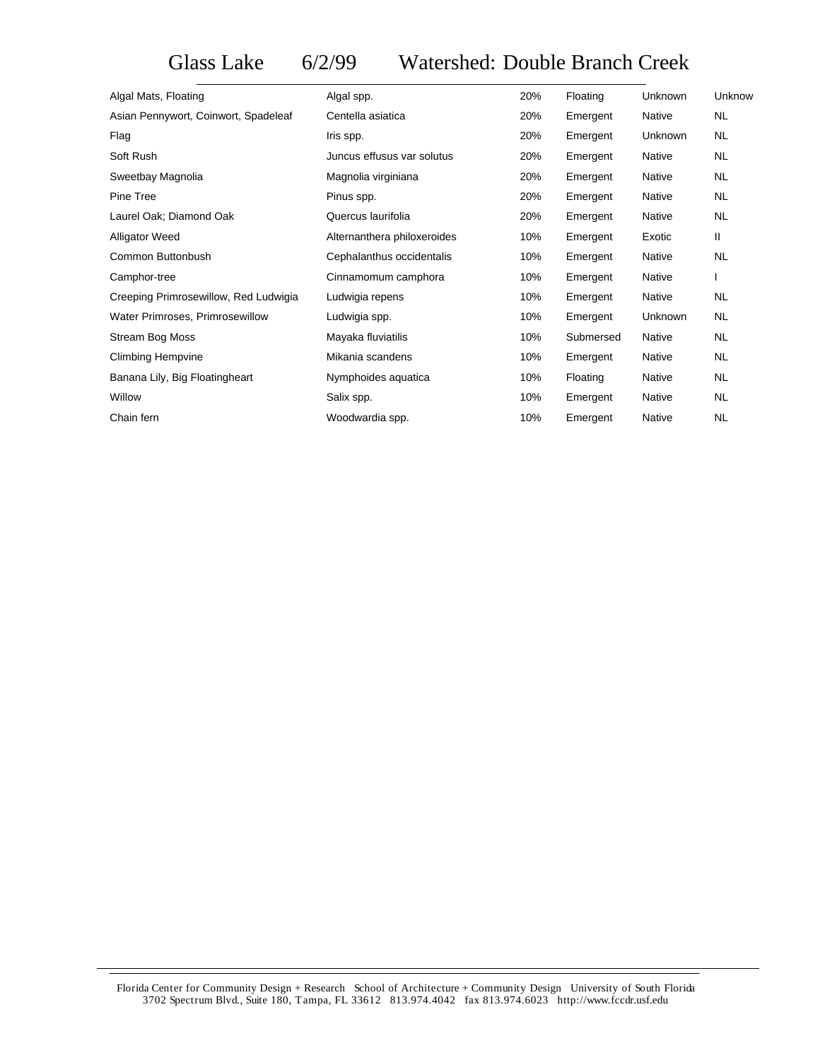# Glass Lake 6/2/99 Watershed: Double Branch Creek

| | | | | | |
|---|---|---|---|---|---|
| Algal Mats, Floating | Algal spp. | 20% | Floating | Unknown | Unknow |
| Asian Pennywort, Coinwort, Spadeleaf | Centella asiatica | 20% | Emergent | Native | NL |
| Flag | Iris spp. | 20% | Emergent | Unknown | NL |
| Soft Rush | Juncus effusus var solutus | 20% | Emergent | Native | NL |
| Sweetbay Magnolia | Magnolia virginiana | 20% | Emergent | Native | NL |
| Pine Tree | Pinus spp. | 20% | Emergent | Native | NL |
| Laurel Oak; Diamond Oak | Quercus laurifolia | 20% | Emergent | Native | NL |
| Alligator Weed | Alternanthera philoxeroides | 10% | Emergent | Exotic | II |
| Common Buttonbush | Cephalanthus occidentalis | 10% | Emergent | Native | NL |
| Camphor-tree | Cinnamomum camphora | 10% | Emergent | Native | I |
| Creeping Primrosewillow, Red Ludwigia | Ludwigia repens | 10% | Emergent | Native | NL |
| Water Primroses, Primrosewillow | Ludwigia spp. | 10% | Emergent | Unknown | NL |
| Stream Bog Moss | Mayaka fluviatilis | 10% | Submersed | Native | NL |
| Climbing Hempvine | Mikania scandens | 10% | Emergent | Native | NL |
| Banana Lily, Big Floatingheart | Nymphoides aquatica | 10% | Floating | Native | NL |
| Willow | Salix spp. | 10% | Emergent | Native | NL |
| Chain fern | Woodwardia spp. | 10% | Emergent | Native | NL |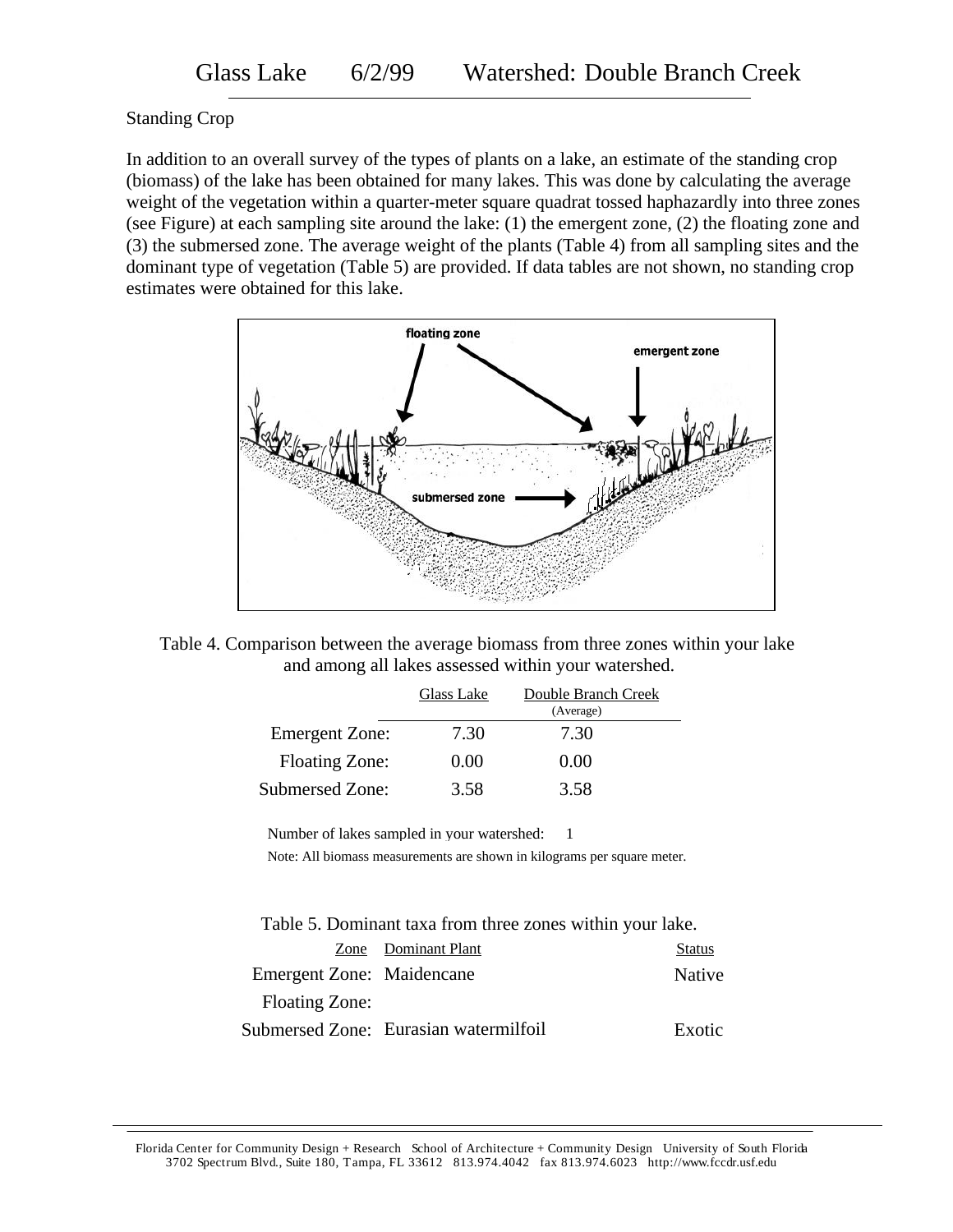# Glass Lake 6/2/99 Watershed: Double Branch Creek

Standing Crop

In addition to an overall survey of the types of plants on a lake, an estimate of the standing crop (biomass) of the lake has been obtained for many lakes. This was done by calculating the average weight of the vegetation within a quarter-meter square quadrat tossed haphazardly into three zones (see Figure) at each sampling site around the lake: (1) the emergent zone, (2) the floating zone and (3) the submersed zone. The average weight of the plants (Table 4) from all sampling sites and the dominant type of vegetation (Table 5) are provided. If data tables are not shown, no standing crop estimates were obtained for this lake.

floating zone

emergent zone

submersed zone

Table 4. Comparison between the average biomass from three zones within your lake and among all lakes assessed within your watershed.

| | Glass Lake | Double Branch Creek (Average) |
|---|---|---|
| Emergent Zone: | 7.30 | 7.30 |
| Floating Zone: | 0.00 | 0.00 |
| Submersed Zone: | 3.58 | 3.58 |

Number of lakes sampled in your watershed: 1

Note: All biomass measurements are shown in kilograms per square meter.

Table 5. Dominant taxa from three zones within your lake.

| Zone | Dominant Plant | Status |
|---|---|---|
| Emergent Zone: | Maidencane | Native |
| Floating Zone: | | |
| Submersed Zone: | Eurasian watermilfoil | Exotic |